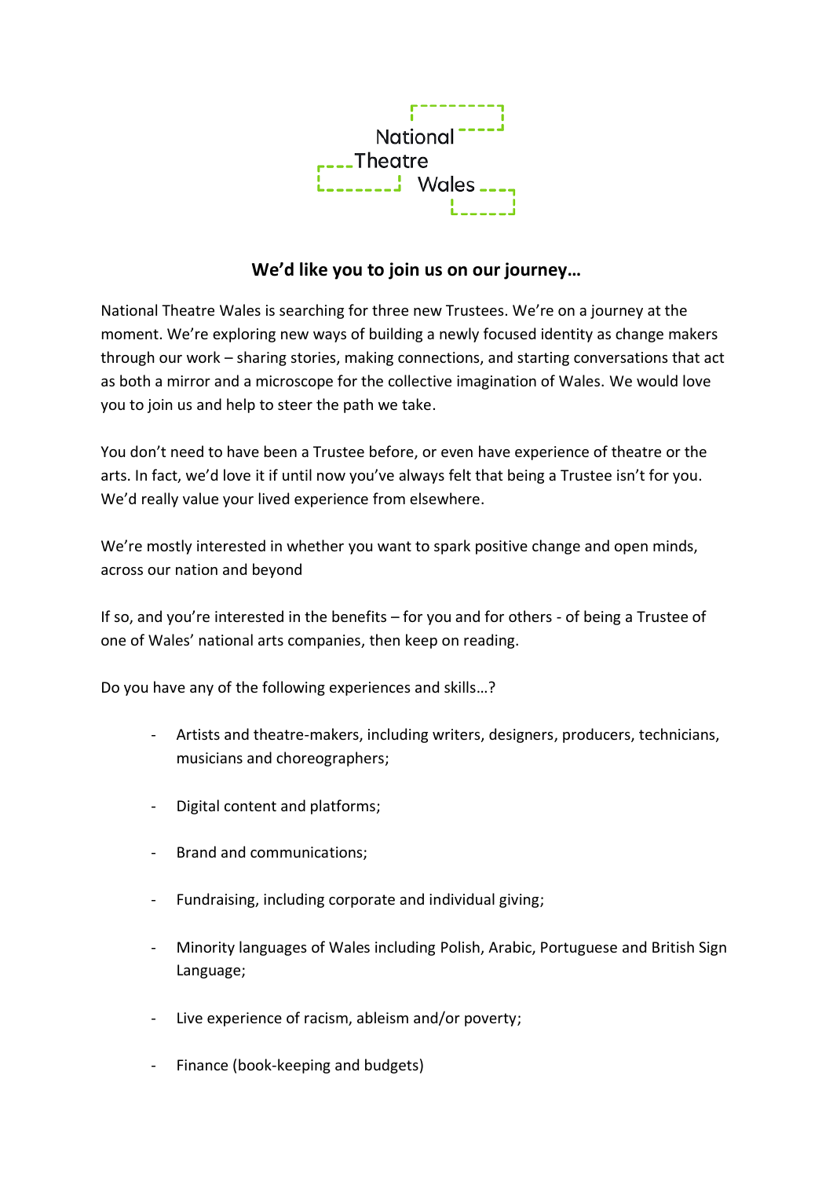National Theatre Wales

## We'd like you to join us on our journey…

National Theatre Wales is searching for three new Trustees. We're on a journey at the moment. We're exploring new ways of building a newly focused identity as change makers through our work – sharing stories, making connections, and starting conversations that act as both a mirror and a microscope for the collective imagination of Wales. We would love you to join us and help to steer the path we take.

You don't need to have been a Trustee before, or even have experience of theatre or the arts. In fact, we'd love it if until now you've always felt that being a Trustee isn't for you. We'd really value your lived experience from elsewhere.

We're mostly interested in whether you want to spark positive change and open minds, across our nation and beyond

If so, and you're interested in the benefits – for you and for others - of being a Trustee of one of Wales' national arts companies, then keep on reading.

Do you have any of the following experiences and skills…?

- Artists and theatre-makers, including writers, designers, producers, technicians, musicians and choreographers;
- Digital content and platforms;
- Brand and communications;
- Fundraising, including corporate and individual giving;
- Minority languages of Wales including Polish, Arabic, Portuguese and British Sign Language;
- Live experience of racism, ableism and/or poverty;
- Finance (book-keeping and budgets)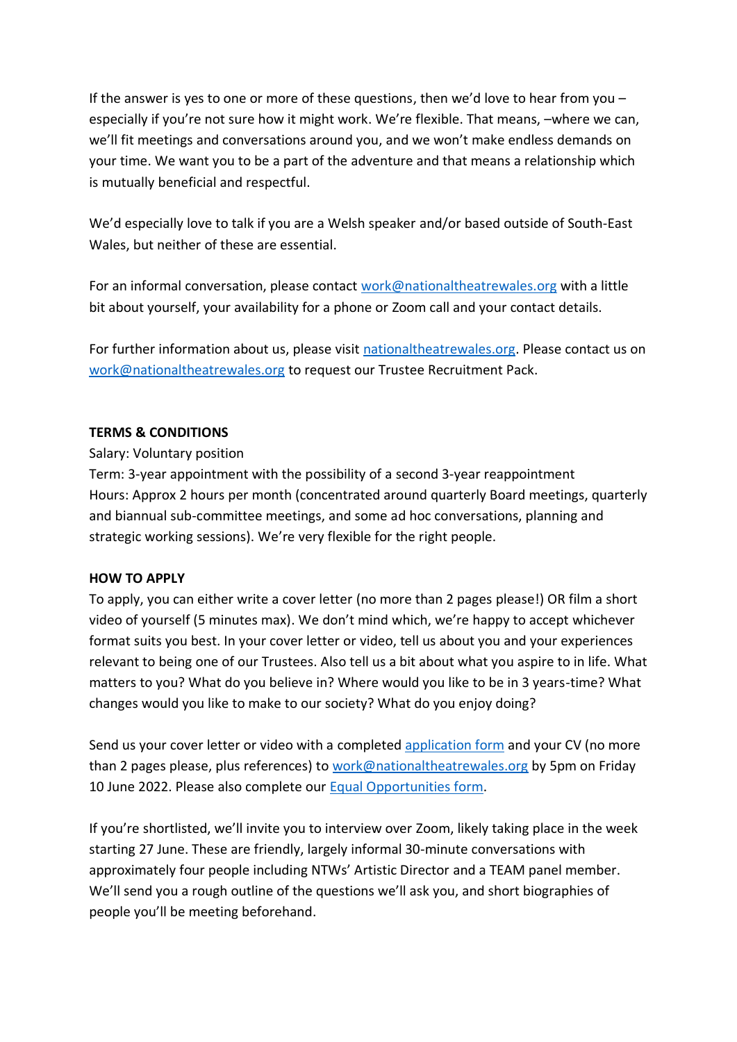If the answer is yes to one or more of these questions, then we'd love to hear from you – especially if you're not sure how it might work. We're flexible. That means, –where we can, we'll fit meetings and conversations around you, and we won't make endless demands on your time. We want you to be a part of the adventure and that means a relationship which is mutually beneficial and respectful.

We'd especially love to talk if you are a Welsh speaker and/or based outside of South-East Wales, but neither of these are essential.

For an informal conversation, please contact [work@nationaltheatrewales.org](mailto:work@nationaltheatrewales.org) with a little bit about yourself, your availability for a phone or Zoom call and your contact details.

For further information about us, please visit [nationaltheatrewales.org](nationaltheatrewales.org). Please contact us on [work@nationaltheatrewales.org](mailto:work@nationaltheatrewales.org) to request our Trustee Recruitment Pack.

**TERMS & CONDITIONS**

Salary: Voluntary position
Term: 3-year appointment with the possibility of a second 3-year reappointment
Hours: Approx 2 hours per month (concentrated around quarterly Board meetings, quarterly and biannual sub-committee meetings, and some ad hoc conversations, planning and strategic working sessions). We're very flexible for the right people.

**HOW TO APPLY**

To apply, you can either write a cover letter (no more than 2 pages please!) OR film a short video of yourself (5 minutes max). We don't mind which, we're happy to accept whichever format suits you best. In your cover letter or video, tell us about you and your experiences relevant to being one of our Trustees. Also tell us a bit about what you aspire to in life. What matters to you? What do you believe in? Where would you like to be in 3 years-time? What changes would you like to make to our society? What do you enjoy doing?

Send us your cover letter or video with a completed application form and your CV (no more than 2 pages please, plus references) to [work@nationaltheatrewales.org](mailto:work@nationaltheatrewales.org) by 5pm on Friday 10 June 2022. Please also complete our Equal Opportunities form.

If you're shortlisted, we'll invite you to interview over Zoom, likely taking place in the week starting 27 June. These are friendly, largely informal 30-minute conversations with approximately four people including NTWs' Artistic Director and a TEAM panel member. We'll send you a rough outline of the questions we'll ask you, and short biographies of people you'll be meeting beforehand.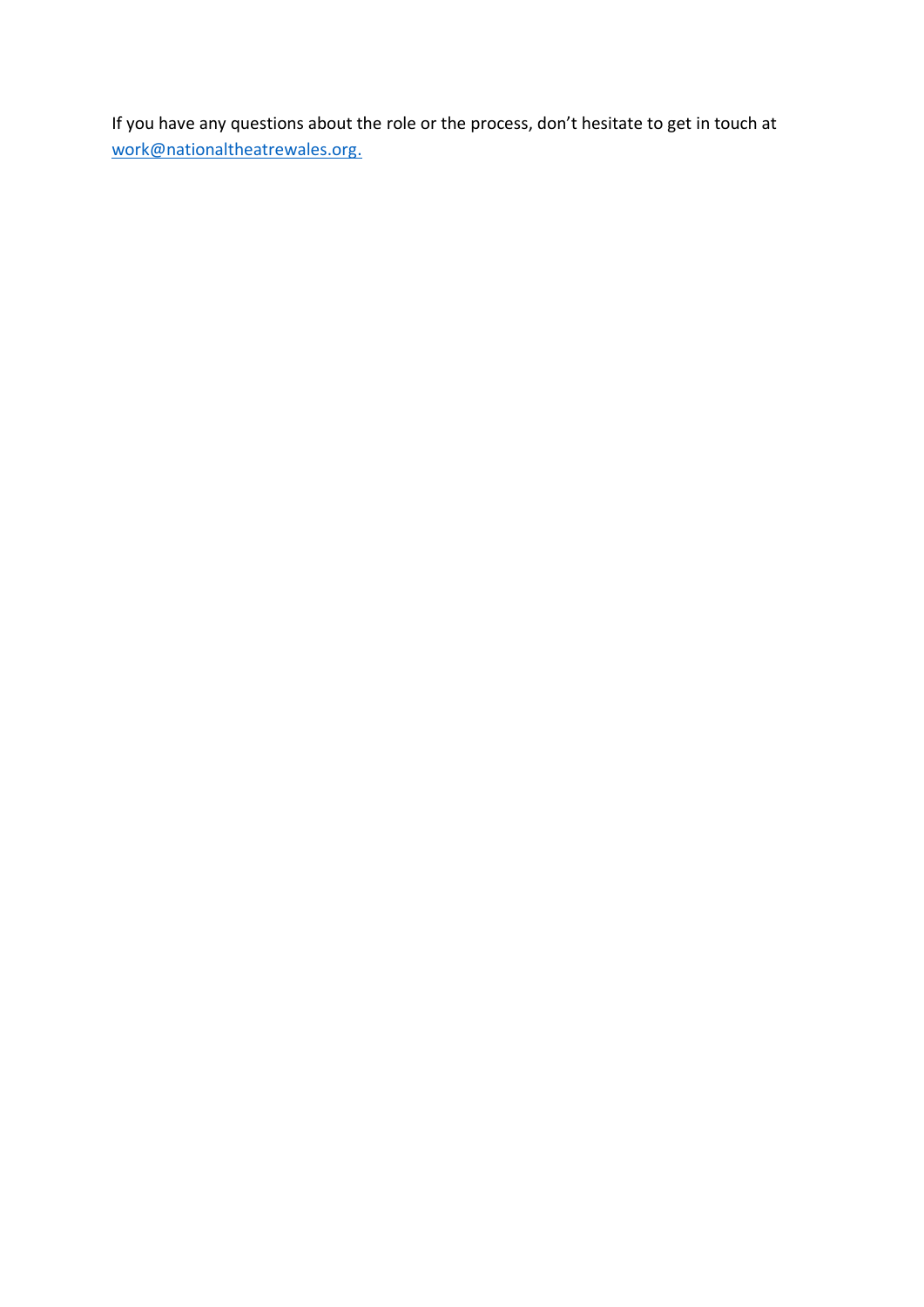If you have any questions about the role or the process, don't hesitate to get in touch at [work@nationaltheatrewales.org.](mailto:work@nationaltheatrewales.org)